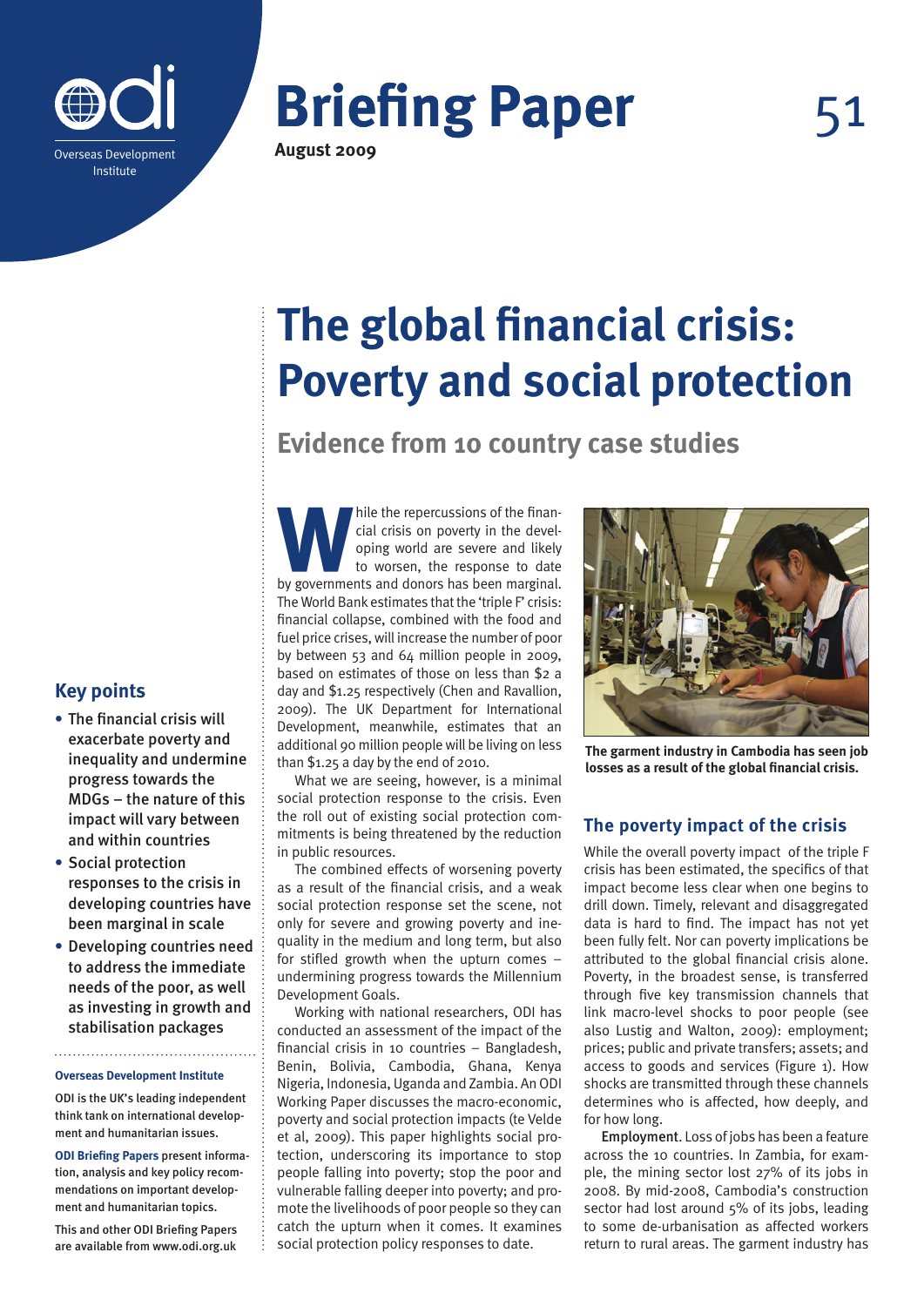Overseas Development Institute

# Briefing Paper 51

**August 2009**

# The global financial crisis: Poverty and social protection

## Evidence from 10 country case studies

### Key points

- The financial crisis will exacerbate poverty and inequality and undermine progress towards the MDGs – the nature of this impact will vary between and within countries
- Social protection responses to the crisis in developing countries have been marginal in scale
- Developing countries need to address the immediate needs of the poor, as well as investing in growth and stabilisation packages

**Overseas Development Institute**

ODI is the UK's leading independent think tank on international development and humanitarian issues.

**ODI Briefing Papers** present information, analysis and key policy recommendations on important development and humanitarian topics.

This and other ODI Briefing Papers are available from www.odi.org.uk

While the repercussions of the financial crisis on poverty in the developing world are severe and likely to worsen, the response to date by governments and donors has been marginal. The World Bank estimates that the 'triple F' crisis: financial collapse, combined with the food and fuel price crises, will increase the number of poor by between 53 and 64 million people in 2009, based on estimates of those on less than $2 a day and $1.25 respectively (Chen and Ravallion, 2009). The UK Department for International Development, meanwhile, estimates that an additional 90 million people will be living on less than $1.25 a day by the end of 2010.

What we are seeing, however, is a minimal social protection response to the crisis. Even the roll out of existing social protection commitments is being threatened by the reduction in public resources.

The combined effects of worsening poverty as a result of the financial crisis, and a weak social protection response set the scene, not only for severe and growing poverty and inequality in the medium and long term, but also for stifled growth when the upturn comes – undermining progress towards the Millennium Development Goals.

Working with national researchers, ODI has conducted an assessment of the impact of the financial crisis in 10 countries – Bangladesh, Benin, Bolivia, Cambodia, Ghana, Kenya Nigeria, Indonesia, Uganda and Zambia. An ODI Working Paper discusses the macro-economic, poverty and social protection impacts (te Velde et al, 2009). This paper highlights social protection, underscoring its importance to stop people falling into poverty; stop the poor and vulnerable falling deeper into poverty; and promote the livelihoods of poor people so they can catch the upturn when it comes. It examines social protection policy responses to date.

**The garment industry in Cambodia has seen job losses as a result of the global financial crisis.**

### The poverty impact of the crisis

While the overall poverty impact of the triple F crisis has been estimated, the specifics of that impact become less clear when one begins to drill down. Timely, relevant and disaggregated data is hard to find. The impact has not yet been fully felt. Nor can poverty implications be attributed to the global financial crisis alone. Poverty, in the broadest sense, is transferred through five key transmission channels that link macro-level shocks to poor people (see also Lustig and Walton, 2009): employment; prices; public and private transfers; assets; and access to goods and services (Figure 1). How shocks are transmitted through these channels determines who is affected, how deeply, and for how long.

**Employment**. Loss of jobs has been a feature across the 10 countries. In Zambia, for example, the mining sector lost 27% of its jobs in 2008. By mid-2008, Cambodia's construction sector had lost around 5% of its jobs, leading to some de-urbanisation as affected workers return to rural areas. The garment industry has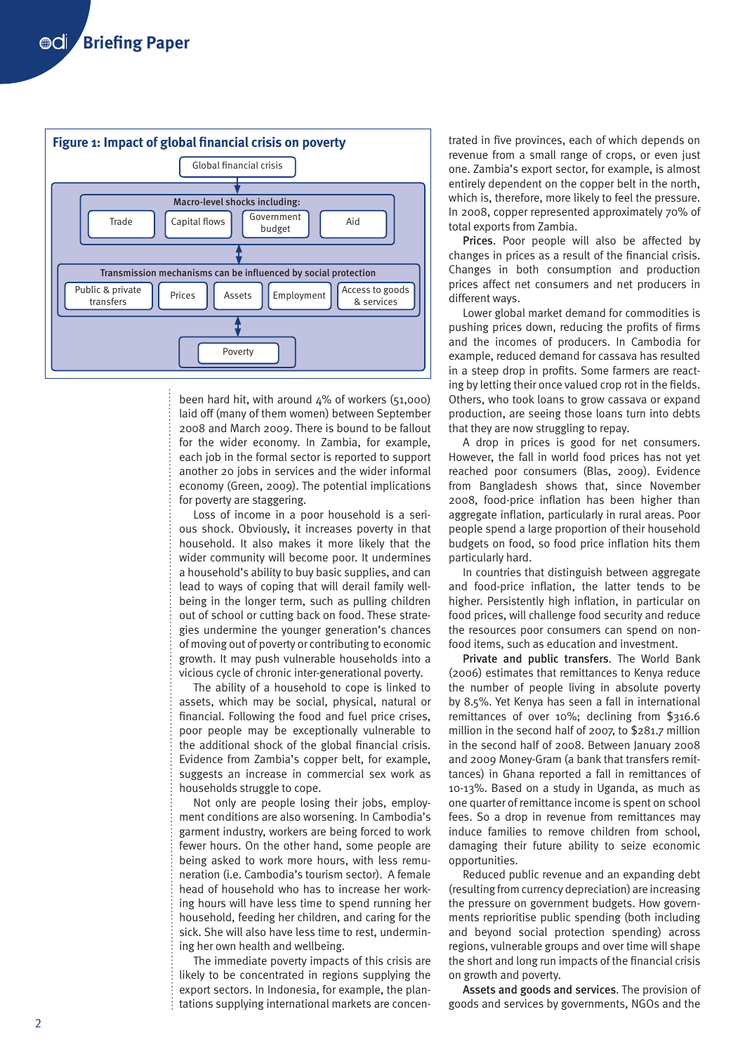**Figure 1: Impact of global financial crisis on poverty**

Global financial crisis

Macro-level shocks including: Trade | Capital flows | Government budget | Aid

Transmission mechanisms can be influenced by social protection: Public & private transfers | Prices | Assets | Employment | Access to goods & services

Poverty

been hard hit, with around 4% of workers (51,000) laid off (many of them women) between September 2008 and March 2009. There is bound to be fallout for the wider economy. In Zambia, for example, each job in the formal sector is reported to support another 20 jobs in services and the wider informal economy (Green, 2009). The potential implications for poverty are staggering.

Loss of income in a poor household is a serious shock. Obviously, it increases poverty in that household. It also makes it more likely that the wider community will become poor. It undermines a household's ability to buy basic supplies, and can lead to ways of coping that will derail family wellbeing in the longer term, such as pulling children out of school or cutting back on food. These strategies undermine the younger generation's chances of moving out of poverty or contributing to economic growth. It may push vulnerable households into a vicious cycle of chronic inter-generational poverty.

The ability of a household to cope is linked to assets, which may be social, physical, natural or financial. Following the food and fuel price crises, poor people may be exceptionally vulnerable to the additional shock of the global financial crisis. Evidence from Zambia's copper belt, for example, suggests an increase in commercial sex work as households struggle to cope.

Not only are people losing their jobs, employment conditions are also worsening. In Cambodia's garment industry, workers are being forced to work fewer hours. On the other hand, some people are being asked to work more hours, with less remuneration (i.e. Cambodia's tourism sector). A female head of household who has to increase her working hours will have less time to spend running her household, feeding her children, and caring for the sick. She will also have less time to rest, undermining her own health and wellbeing.

The immediate poverty impacts of this crisis are likely to be concentrated in regions supplying the export sectors. In Indonesia, for example, the plantations supplying international markets are concentrated in five provinces, each of which depends on revenue from a small range of crops, or even just one. Zambia's export sector, for example, is almost entirely dependent on the copper belt in the north, which is, therefore, more likely to feel the pressure. In 2008, copper represented approximately 70% of total exports from Zambia.

**Prices**. Poor people will also be affected by changes in prices as a result of the financial crisis. Changes in both consumption and production prices affect net consumers and net producers in different ways.

Lower global market demand for commodities is pushing prices down, reducing the profits of firms and the incomes of producers. In Cambodia for example, reduced demand for cassava has resulted in a steep drop in profits. Some farmers are reacting by letting their once valued crop rot in the fields. Others, who took loans to grow cassava or expand production, are seeing those loans turn into debts that they are now struggling to repay.

A drop in prices is good for net consumers. However, the fall in world food prices has not yet reached poor consumers (Blas, 2009). Evidence from Bangladesh shows that, since November 2008, food-price inflation has been higher than aggregate inflation, particularly in rural areas. Poor people spend a large proportion of their household budgets on food, so food price inflation hits them particularly hard.

In countries that distinguish between aggregate and food-price inflation, the latter tends to be higher. Persistently high inflation, in particular on food prices, will challenge food security and reduce the resources poor consumers can spend on non-food items, such as education and investment.

**Private and public transfers**. The World Bank (2006) estimates that remittances to Kenya reduce the number of people living in absolute poverty by 8.5%. Yet Kenya has seen a fall in international remittances of over 10%; declining from $316.6 million in the second half of 2007, to $281.7 million in the second half of 2008. Between January 2008 and 2009 Money-Gram (a bank that transfers remittances) in Ghana reported a fall in remittances of 10-13%. Based on a study in Uganda, as much as one quarter of remittance income is spent on school fees. So a drop in revenue from remittances may induce families to remove children from school, damaging their future ability to seize economic opportunities.

Reduced public revenue and an expanding debt (resulting from currency depreciation) are increasing the pressure on government budgets. How governments reprioritise public spending (both including and beyond social protection spending) across regions, vulnerable groups and over time will shape the short and long run impacts of the financial crisis on growth and poverty.

**Assets and goods and services**. The provision of goods and services by governments, NGOs and the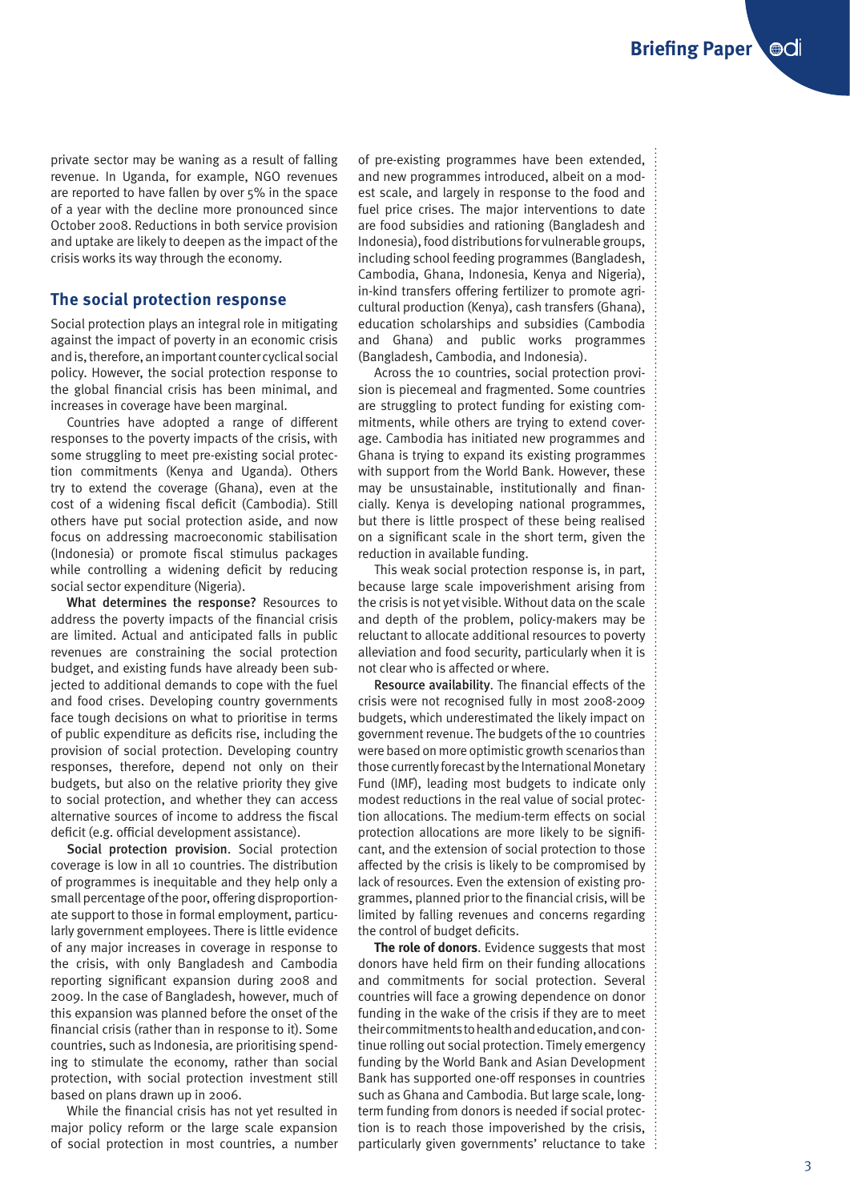private sector may be waning as a result of falling revenue. In Uganda, for example, NGO revenues are reported to have fallen by over 5% in the space of a year with the decline more pronounced since October 2008. Reductions in both service provision and uptake are likely to deepen as the impact of the crisis works its way through the economy.

## The social protection response

Social protection plays an integral role in mitigating against the impact of poverty in an economic crisis and is, therefore, an important counter cyclical social policy. However, the social protection response to the global financial crisis has been minimal, and increases in coverage have been marginal.

Countries have adopted a range of different responses to the poverty impacts of the crisis, with some struggling to meet pre-existing social protection commitments (Kenya and Uganda). Others try to extend the coverage (Ghana), even at the cost of a widening fiscal deficit (Cambodia). Still others have put social protection aside, and now focus on addressing macroeconomic stabilisation (Indonesia) or promote fiscal stimulus packages while controlling a widening deficit by reducing social sector expenditure (Nigeria).

**What determines the response?** Resources to address the poverty impacts of the financial crisis are limited. Actual and anticipated falls in public revenues are constraining the social protection budget, and existing funds have already been subjected to additional demands to cope with the fuel and food crises. Developing country governments face tough decisions on what to prioritise in terms of public expenditure as deficits rise, including the provision of social protection. Developing country responses, therefore, depend not only on their budgets, but also on the relative priority they give to social protection, and whether they can access alternative sources of income to address the fiscal deficit (e.g. official development assistance).

**Social protection provision**. Social protection coverage is low in all 10 countries. The distribution of programmes is inequitable and they help only a small percentage of the poor, offering disproportionate support to those in formal employment, particularly government employees. There is little evidence of any major increases in coverage in response to the crisis, with only Bangladesh and Cambodia reporting significant expansion during 2008 and 2009. In the case of Bangladesh, however, much of this expansion was planned before the onset of the financial crisis (rather than in response to it). Some countries, such as Indonesia, are prioritising spending to stimulate the economy, rather than social protection, with social protection investment still based on plans drawn up in 2006.

While the financial crisis has not yet resulted in major policy reform or the large scale expansion of social protection in most countries, a number of pre-existing programmes have been extended, and new programmes introduced, albeit on a modest scale, and largely in response to the food and fuel price crises. The major interventions to date are food subsidies and rationing (Bangladesh and Indonesia), food distributions for vulnerable groups, including school feeding programmes (Bangladesh, Cambodia, Ghana, Indonesia, Kenya and Nigeria), in-kind transfers offering fertilizer to promote agricultural production (Kenya), cash transfers (Ghana), education scholarships and subsidies (Cambodia and Ghana) and public works programmes (Bangladesh, Cambodia, and Indonesia).

Across the 10 countries, social protection provision is piecemeal and fragmented. Some countries are struggling to protect funding for existing commitments, while others are trying to extend coverage. Cambodia has initiated new programmes and Ghana is trying to expand its existing programmes with support from the World Bank. However, these may be unsustainable, institutionally and financially. Kenya is developing national programmes, but there is little prospect of these being realised on a significant scale in the short term, given the reduction in available funding.

This weak social protection response is, in part, because large scale impoverishment arising from the crisis is not yet visible. Without data on the scale and depth of the problem, policy-makers may be reluctant to allocate additional resources to poverty alleviation and food security, particularly when it is not clear who is affected or where.

**Resource availability**. The financial effects of the crisis were not recognised fully in most 2008-2009 budgets, which underestimated the likely impact on government revenue. The budgets of the 10 countries were based on more optimistic growth scenarios than those currently forecast by the International Monetary Fund (IMF), leading most budgets to indicate only modest reductions in the real value of social protection allocations. The medium-term effects on social protection allocations are more likely to be significant, and the extension of social protection to those affected by the crisis is likely to be compromised by lack of resources. Even the extension of existing programmes, planned prior to the financial crisis, will be limited by falling revenues and concerns regarding the control of budget deficits.

**The role of donors**. Evidence suggests that most donors have held firm on their funding allocations and commitments for social protection. Several countries will face a growing dependence on donor funding in the wake of the crisis if they are to meet their commitments to health and education, and continue rolling out social protection. Timely emergency funding by the World Bank and Asian Development Bank has supported one-off responses in countries such as Ghana and Cambodia. But large scale, long-term funding from donors is needed if social protection is to reach those impoverished by the crisis, particularly given governments' reluctance to take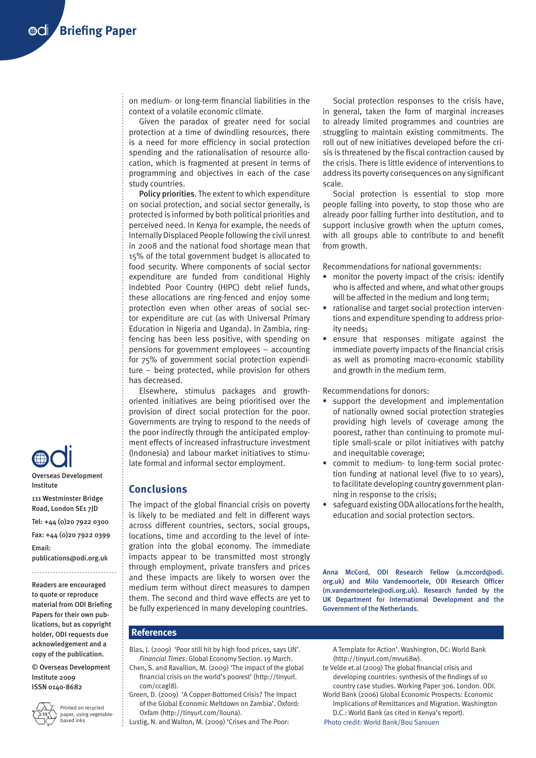on medium- or long-term financial liabilities in the context of a volatile economic climate.

Given the paradox of greater need for social protection at a time of dwindling resources, there is a need for more efficiency in social protection spending and the rationalisation of resource allocation, which is fragmented at present in terms of programming and objectives in each of the case study countries.

**Policy priorities**. The extent to which expenditure on social protection, and social sector generally, is protected is informed by both political priorities and perceived need. In Kenya for example, the needs of Internally Displaced People following the civil unrest in 2008 and the national food shortage mean that 15% of the total government budget is allocated to food security. Where components of social sector expenditure are funded from conditional Highly Indebted Poor Country (HIPC) debt relief funds, these allocations are ring-fenced and enjoy some protection even when other areas of social sector expenditure are cut (as with Universal Primary Education in Nigeria and Uganda). In Zambia, ring-fencing has been less positive, with spending on pensions for government employees – accounting for 75% of government social protection expenditure – being protected, while provision for others has decreased.

Elsewhere, stimulus packages and growth-oriented initiatives are being prioritised over the provision of direct social protection for the poor. Governments are trying to respond to the needs of the poor indirectly through the anticipated employment effects of increased infrastructure investment (Indonesia) and labour market initiatives to stimulate formal and informal sector employment.

## Conclusions

The impact of the global financial crisis on poverty is likely to be mediated and felt in different ways across different countries, sectors, social groups, locations, time and according to the level of integration into the global economy. The immediate impacts appear to be transmitted most strongly through employment, private transfers and prices and these impacts are likely to worsen over the medium term without direct measures to dampen them. The second and third wave effects are yet to be fully experienced in many developing countries.

Social protection responses to the crisis have, in general, taken the form of marginal increases to already limited programmes and countries are struggling to maintain existing commitments. The roll out of new initiatives developed before the crisis is threatened by the fiscal contraction caused by the crisis. There is little evidence of interventions to address its poverty consequences on any significant scale.

Social protection is essential to stop more people falling into poverty, to stop those who are already poor falling further into destitution, and to support inclusive growth when the upturn comes, with all groups able to contribute to and benefit from growth.

Recommendations for national governments:

- monitor the poverty impact of the crisis: identify who is affected and where, and what other groups will be affected in the medium and long term;
- rationalise and target social protection interventions and expenditure spending to address priority needs;
- ensure that responses mitigate against the immediate poverty impacts of the financial crisis as well as promoting macro-economic stability and growth in the medium term.

Recommendations for donors:

- support the development and implementation of nationally owned social protection strategies providing high levels of coverage among the poorest, rather than continuing to promote multiple small-scale or pilot initiatives with patchy and inequitable coverage;
- commit to medium- to long-term social protection funding at national level (five to 10 years), to facilitate developing country government planning in response to the crisis;
- safeguard existing ODA allocations for the health, education and social protection sectors.

**Anna McCord, ODI Research Fellow (a.mccord@odi.org.uk) and Milo Vandemoortele, ODI Research Officer (m.vandemoortele@odi.org.uk). Research funded by the UK Department for International Development and the Government of the Netherlands.**

## References

Blas, J. (2009) 'Poor still hit by high food prices, says UN'. *Financial Times*. Global Economy Section. 19 March.

Chen, S. and Ravallion, M. (2009) 'The impact of the global financial crisis on the world's poorest' (http://tinyurl.com/ccagl8).

Green, D. (2009) 'A Copper-Bottomed Crisis? The Impact of the Global Economic Meltdown on Zambia'. Oxford: Oxfam (http://tinyurl.com/llouna).

Lustig, N. and Walton, M. (2009) 'Crises and The Poor: A Template for Action'. Washington, DC: World Bank (http://tinyurl.com/mvu68w).

te Velde et.al (2009) The global financial crisis and developing countries: synthesis of the findings of 10 country case studies. Working Paper 306. London. ODI.

World Bank (2006) Global Economic Prospects: Economic Implications of Remittances and Migration. Washington D.C.: World Bank (as cited in Kenya's report).

Photo credit: World Bank/Bou Sarouen

Overseas Development Institute

111 Westminster Bridge Road, London SE1 7JD

Tel: +44 (0)20 7922 0300

Fax: +44 (0)20 7922 0399

Email: publications@odi.org.uk

Readers are encouraged to quote or reproduce material from ODI Briefing Papers for their own publications, but as copyright holder, ODI requests due acknowledgement and a copy of the publication.

© Overseas Development Institute 2009
ISSN 0140-8682

Printed on recycled paper, using vegetable-based inks